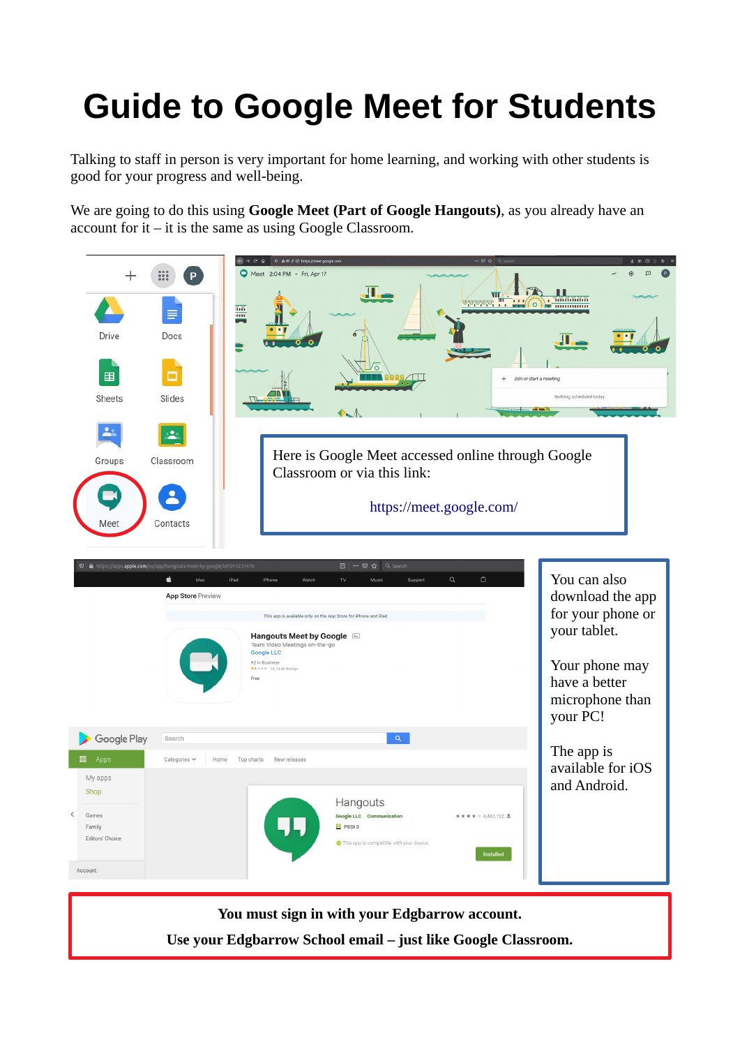# Guide to Google Meet for Students

Talking to staff in person is very important for home learning, and working with other students is good for your progress and well-being.

We are going to do this using **Google Meet (Part of Google Hangouts)**, as you already have an account for it – it is the same as using Google Classroom.

Here is Google Meet accessed online through Google Classroom or via this link:

https://meet.google.com/

You can also download the app for your phone or your tablet.

Your phone may have a better microphone than your PC!

The app is available for iOS and Android.

**You must sign in with your Edgbarrow account.**

**Use your Edgbarrow School email – just like Google Classroom.**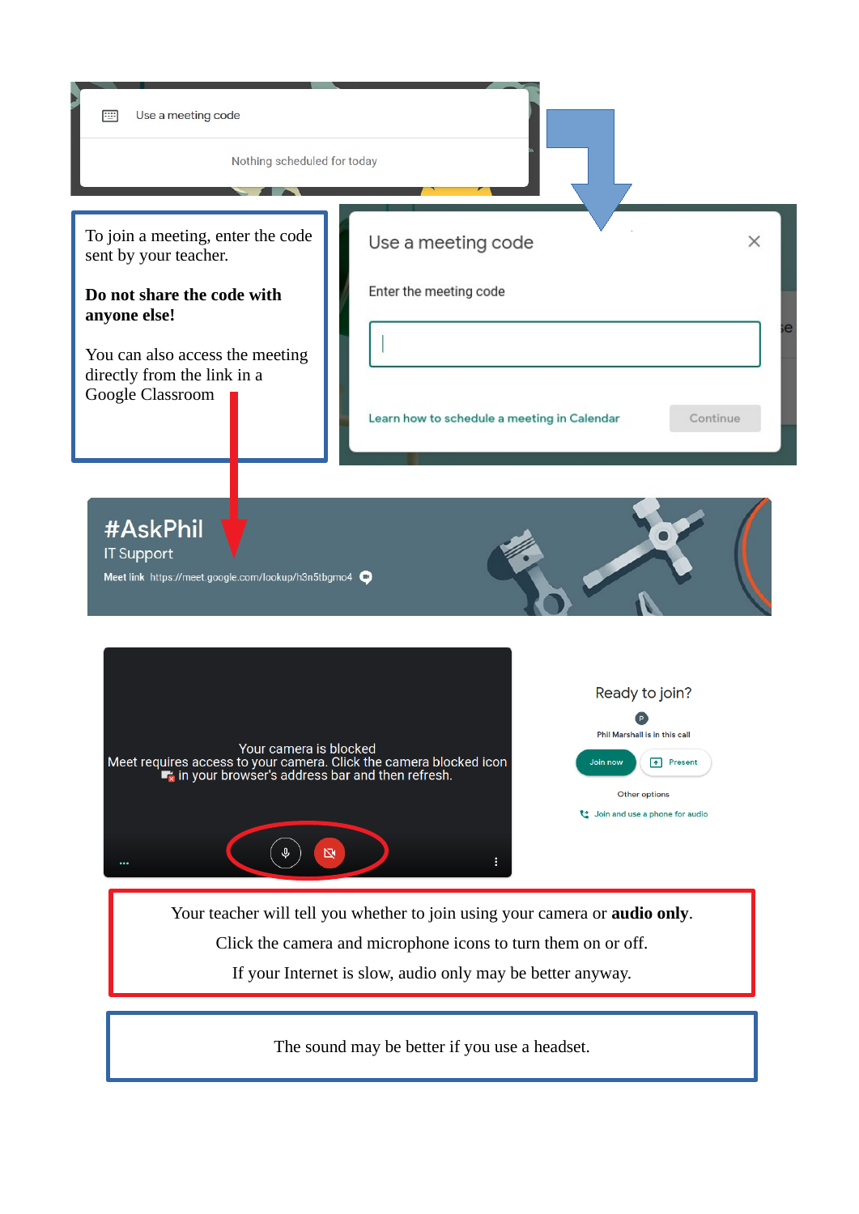Use a meeting code

Nothing scheduled for today

To join a meeting, enter the code sent by your teacher.

**Do not share the code with anyone else!**

You can also access the meeting directly from the link in a Google Classroom

Use a meeting code

Enter the meeting code

Learn how to schedule a meeting in Calendar

Continue

#AskPhil

IT Support

Meet link https://meet.google.com/lookup/h3n5tbgmc4

Your camera is blocked

Meet requires access to your camera. Click the camera blocked icon in your browser's address bar and then refresh.

Ready to join?

Phil Marshall is in this call

Join now

Present

Other options

Join and use a phone for audio

Your teacher will tell you whether to join using your camera or **audio only**.

Click the camera and microphone icons to turn them on or off.

If your Internet is slow, audio only may be better anyway.

The sound may be better if you use a headset.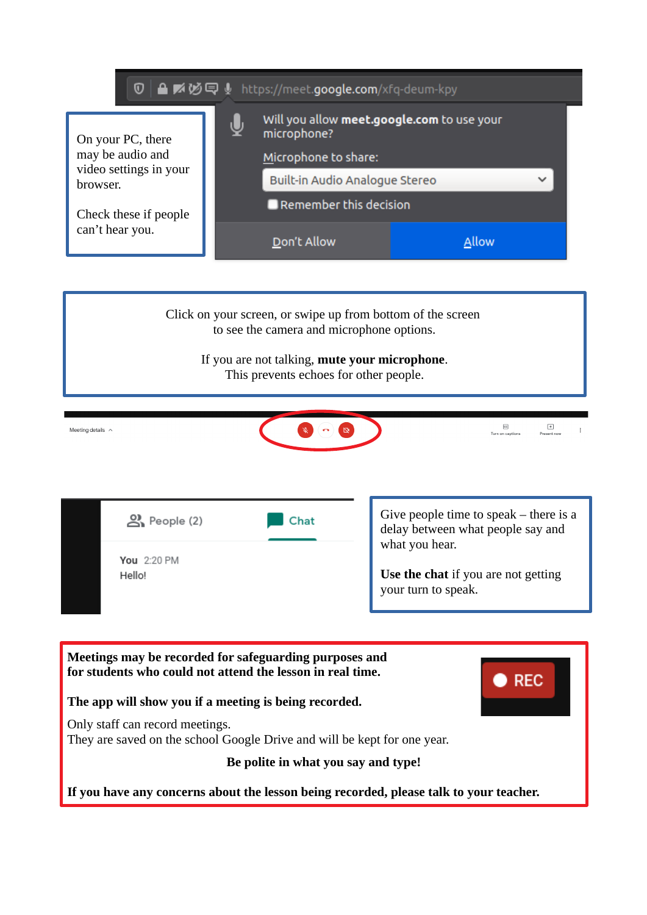On your PC, there may be audio and video settings in your browser.

Check these if people can't hear you.

Click on your screen, or swipe up from bottom of the screen to see the camera and microphone options.

If you are not talking, **mute your microphone**.
This prevents echoes for other people.

Give people time to speak – there is a delay between what people say and what you hear.

**Use the chat** if you are not getting your turn to speak.

**Meetings may be recorded for safeguarding purposes and for students who could not attend the lesson in real time.**

**The app will show you if a meeting is being recorded.**

Only staff can record meetings.
They are saved on the school Google Drive and will be kept for one year.

**Be polite in what you say and type!**

**If you have any concerns about the lesson being recorded, please talk to your teacher.**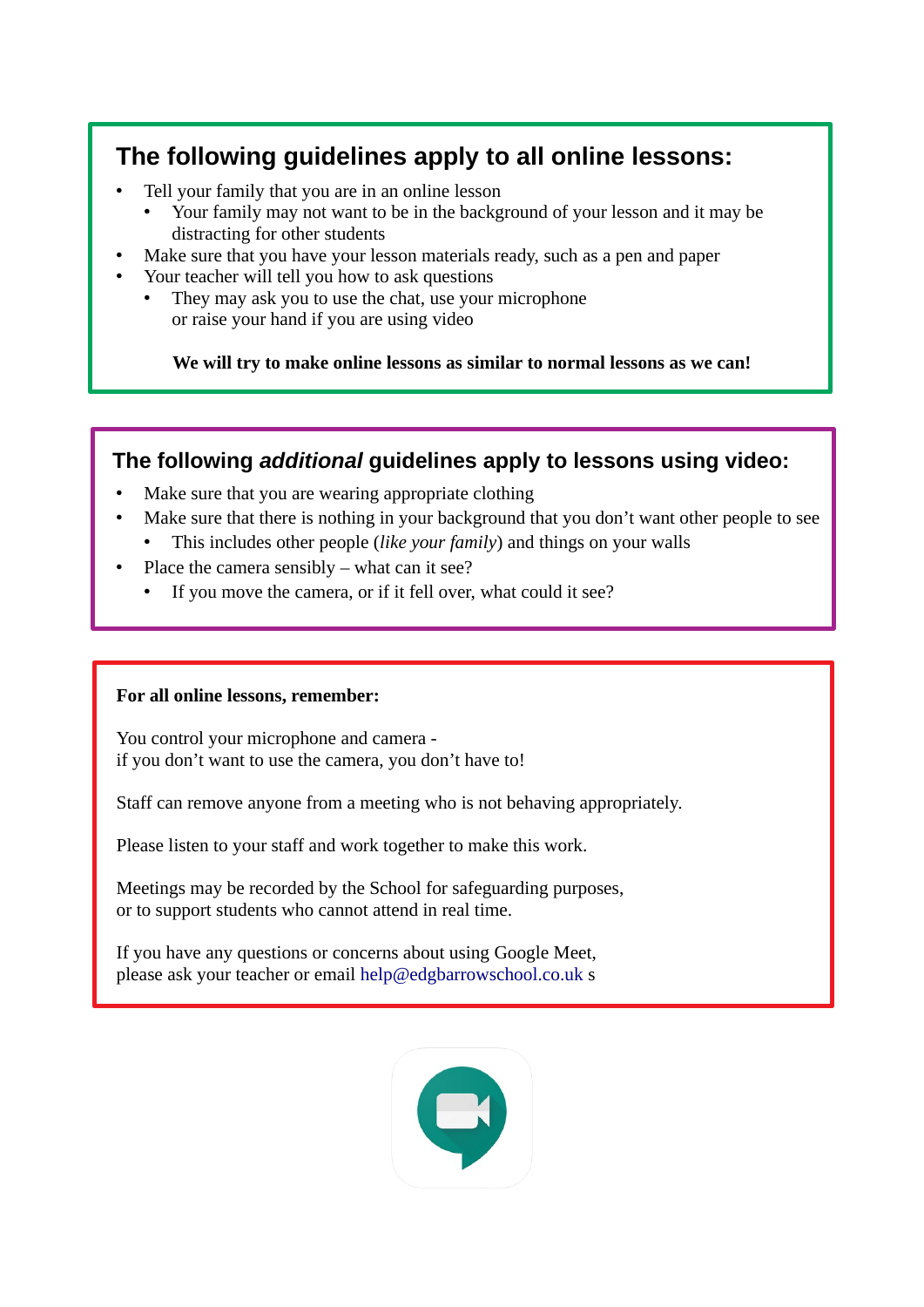## The following guidelines apply to all online lessons:

- Tell your family that you are in an online lesson
  - Your family may not want to be in the background of your lesson and it may be distracting for other students
- Make sure that you have your lesson materials ready, such as a pen and paper
- Your teacher will tell you how to ask questions
  - They may ask you to use the chat, use your microphone or raise your hand if you are using video

**We will try to make online lessons as similar to normal lessons as we can!**

## The following *additional* guidelines apply to lessons using video:

- Make sure that you are wearing appropriate clothing
- Make sure that there is nothing in your background that you don't want other people to see
  - This includes other people (*like your family*) and things on your walls
- Place the camera sensibly – what can it see?
  - If you move the camera, or if it fell over, what could it see?

**For all online lessons, remember:**

You control your microphone and camera -
if you don't want to use the camera, you don't have to!

Staff can remove anyone from a meeting who is not behaving appropriately.

Please listen to your staff and work together to make this work.

Meetings may be recorded by the School for safeguarding purposes,
or to support students who cannot attend in real time.

If you have any questions or concerns about using Google Meet,
please ask your teacher or email help@edgbarrowschool.co.uk s